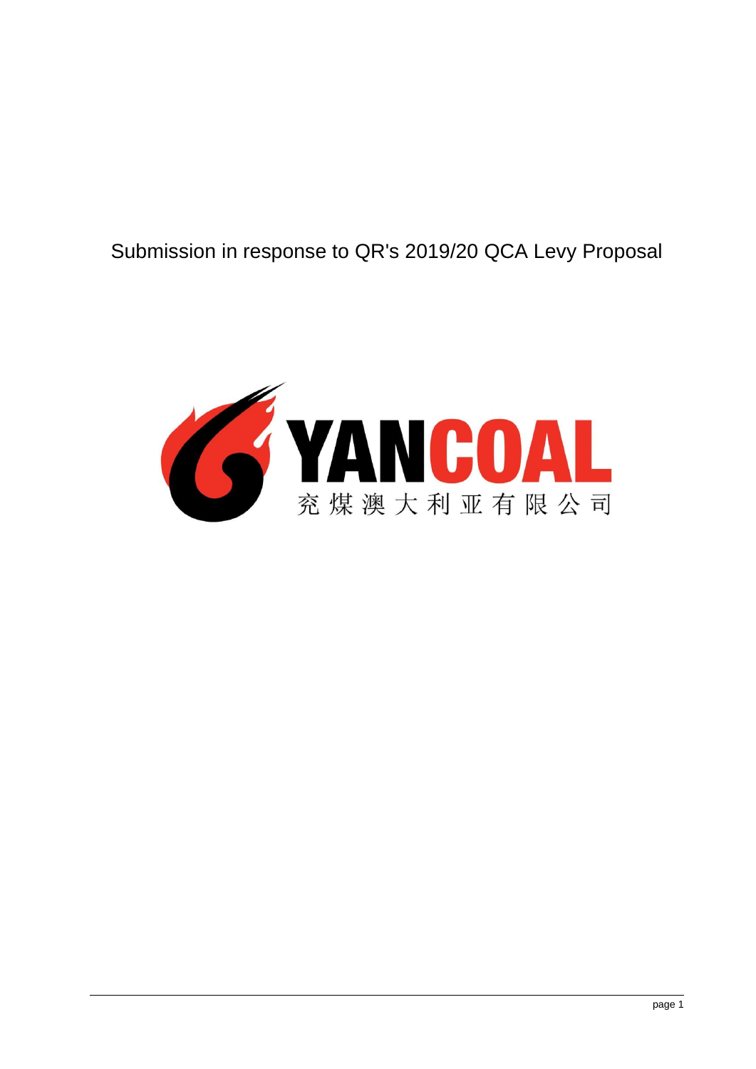# Submission in response to QR's 2019/20 QCA Levy Proposal

YANCOAL

兖煤澳大利亚有限公司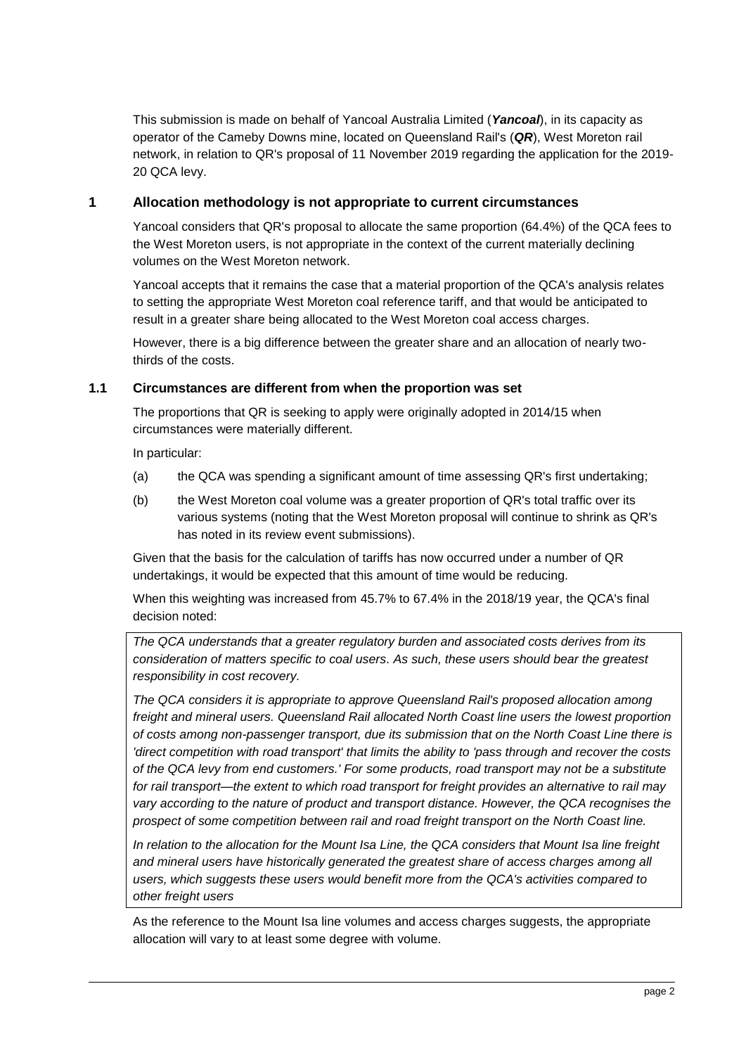This submission is made on behalf of Yancoal Australia Limited (***Yancoal***), in its capacity as operator of the Cameby Downs mine, located on Queensland Rail's (***QR***), West Moreton rail network, in relation to QR's proposal of 11 November 2019 regarding the application for the 2019-20 QCA levy.

## 1 Allocation methodology is not appropriate to current circumstances

Yancoal considers that QR's proposal to allocate the same proportion (64.4%) of the QCA fees to the West Moreton users, is not appropriate in the context of the current materially declining volumes on the West Moreton network.

Yancoal accepts that it remains the case that a material proportion of the QCA's analysis relates to setting the appropriate West Moreton coal reference tariff, and that would be anticipated to result in a greater share being allocated to the West Moreton coal access charges.

However, there is a big difference between the greater share and an allocation of nearly two-thirds of the costs.

### 1.1 Circumstances are different from when the proportion was set

The proportions that QR is seeking to apply were originally adopted in 2014/15 when circumstances were materially different.

In particular:

(a) the QCA was spending a significant amount of time assessing QR's first undertaking;

(b) the West Moreton coal volume was a greater proportion of QR's total traffic over its various systems (noting that the West Moreton proposal will continue to shrink as QR's has noted in its review event submissions).

Given that the basis for the calculation of tariffs has now occurred under a number of QR undertakings, it would be expected that this amount of time would be reducing.

When this weighting was increased from 45.7% to 67.4% in the 2018/19 year, the QCA's final decision noted:

> *The QCA understands that a greater regulatory burden and associated costs derives from its consideration of matters specific to coal users. As such, these users should bear the greatest responsibility in cost recovery.*
>
> *The QCA considers it is appropriate to approve Queensland Rail's proposed allocation among freight and mineral users. Queensland Rail allocated North Coast line users the lowest proportion of costs among non-passenger transport, due its submission that on the North Coast Line there is 'direct competition with road transport' that limits the ability to 'pass through and recover the costs of the QCA levy from end customers.' For some products, road transport may not be a substitute for rail transport—the extent to which road transport for freight provides an alternative to rail may vary according to the nature of product and transport distance. However, the QCA recognises the prospect of some competition between rail and road freight transport on the North Coast line.*
>
> *In relation to the allocation for the Mount Isa Line, the QCA considers that Mount Isa line freight and mineral users have historically generated the greatest share of access charges among all users, which suggests these users would benefit more from the QCA's activities compared to other freight users*

As the reference to the Mount Isa line volumes and access charges suggests, the appropriate allocation will vary to at least some degree with volume.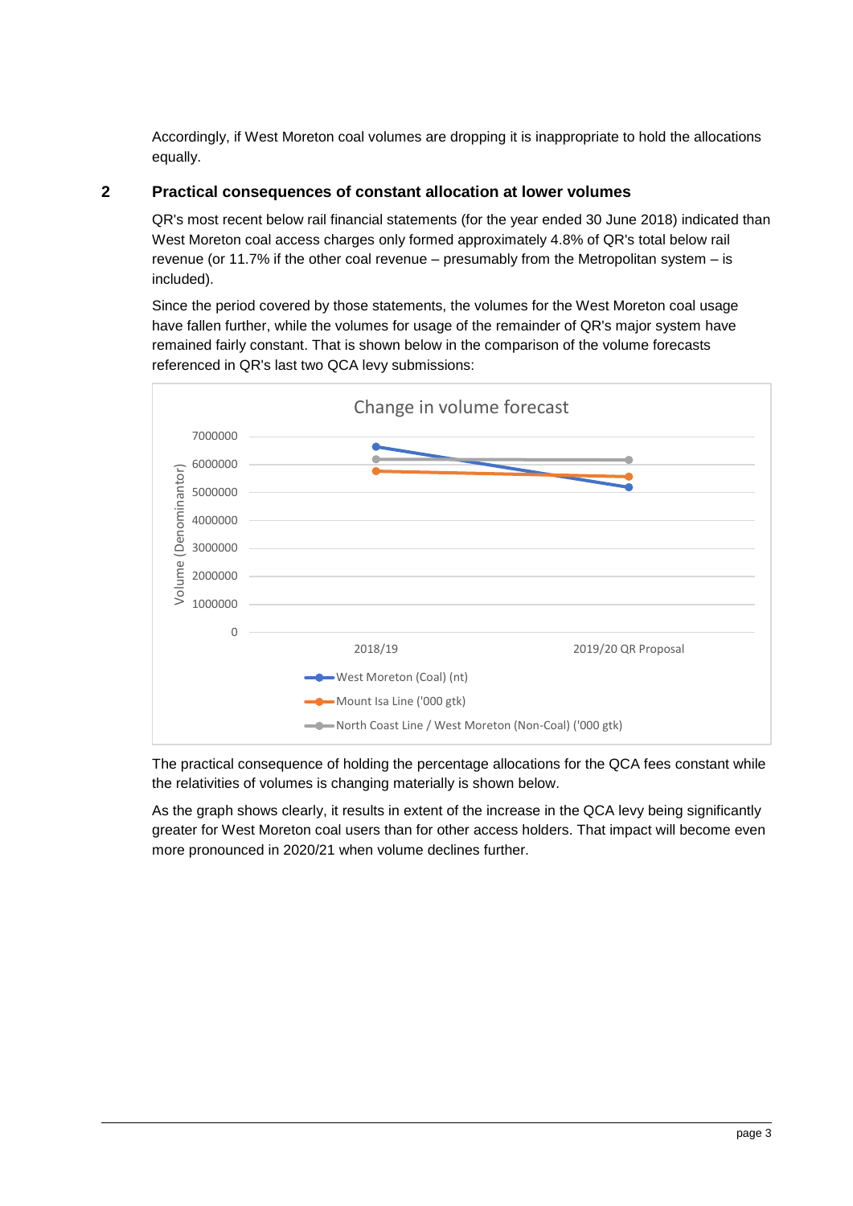Accordingly, if West Moreton coal volumes are dropping it is inappropriate to hold the allocations equally.

## 2 Practical consequences of constant allocation at lower volumes

QR's most recent below rail financial statements (for the year ended 30 June 2018) indicated than West Moreton coal access charges only formed approximately 4.8% of QR's total below rail revenue (or 11.7% if the other coal revenue – presumably from the Metropolitan system – is included).

Since the period covered by those statements, the volumes for the West Moreton coal usage have fallen further, while the volumes for usage of the remainder of QR's major system have remained fairly constant. That is shown below in the comparison of the volume forecasts referenced in QR's last two QCA levy submissions:

The practical consequence of holding the percentage allocations for the QCA fees constant while the relativities of volumes is changing materially is shown below.

As the graph shows clearly, it results in extent of the increase in the QCA levy being significantly greater for West Moreton coal users than for other access holders. That impact will become even more pronounced in 2020/21 when volume declines further.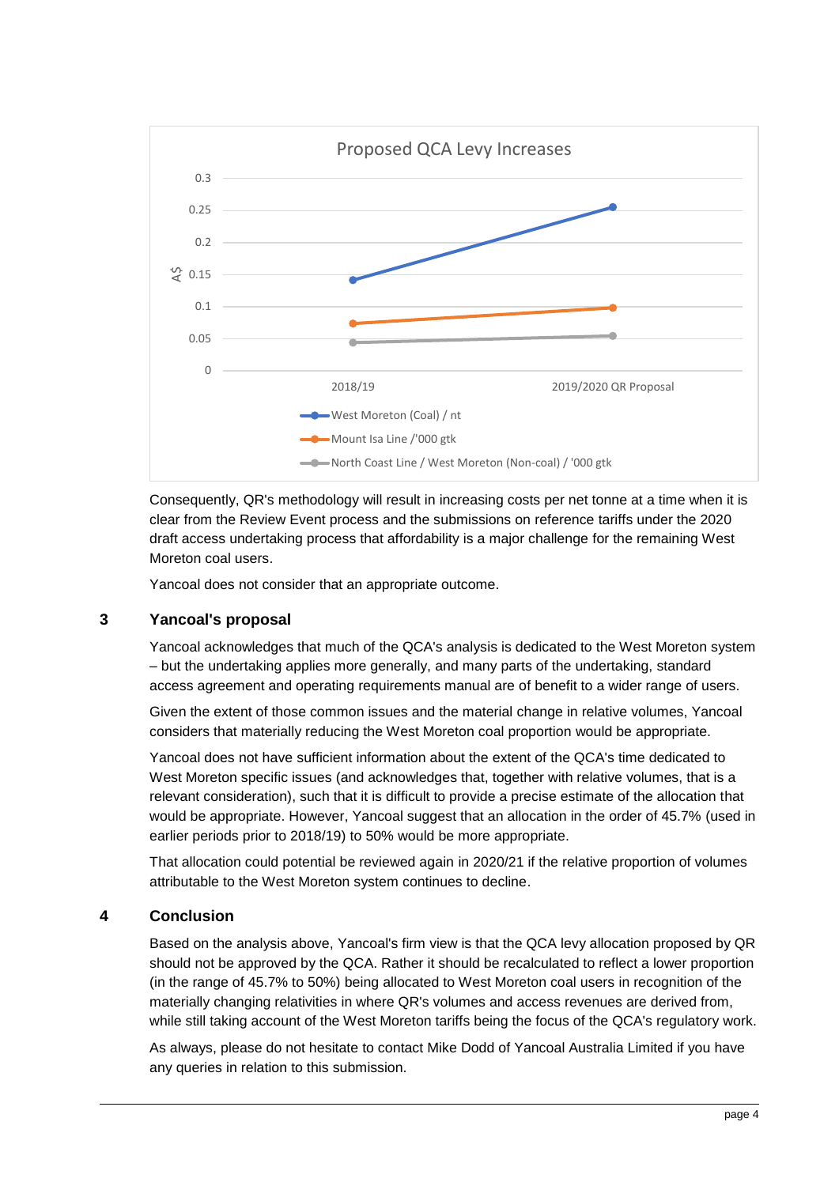Proposed QCA Levy Increases

0.3
0.25
0.2
A$ 0.15
0.1
0.05
0

2018/19
2019/2020 QR Proposal

West Moreton (Coal) / nt
Mount Isa Line /'000 gtk
North Coast Line / West Moreton (Non-coal) / '000 gtk

Consequently, QR's methodology will result in increasing costs per net tonne at a time when it is clear from the Review Event process and the submissions on reference tariffs under the 2020 draft access undertaking process that affordability is a major challenge for the remaining West Moreton coal users.

Yancoal does not consider that an appropriate outcome.

## 3 Yancoal's proposal

Yancoal acknowledges that much of the QCA's analysis is dedicated to the West Moreton system – but the undertaking applies more generally, and many parts of the undertaking, standard access agreement and operating requirements manual are of benefit to a wider range of users.

Given the extent of those common issues and the material change in relative volumes, Yancoal considers that materially reducing the West Moreton coal proportion would be appropriate.

Yancoal does not have sufficient information about the extent of the QCA's time dedicated to West Moreton specific issues (and acknowledges that, together with relative volumes, that is a relevant consideration), such that it is difficult to provide a precise estimate of the allocation that would be appropriate. However, Yancoal suggest that an allocation in the order of 45.7% (used in earlier periods prior to 2018/19) to 50% would be more appropriate.

That allocation could potential be reviewed again in 2020/21 if the relative proportion of volumes attributable to the West Moreton system continues to decline.

## 4 Conclusion

Based on the analysis above, Yancoal's firm view is that the QCA levy allocation proposed by QR should not be approved by the QCA. Rather it should be recalculated to reflect a lower proportion (in the range of 45.7% to 50%) being allocated to West Moreton coal users in recognition of the materially changing relativities in where QR's volumes and access revenues are derived from, while still taking account of the West Moreton tariffs being the focus of the QCA's regulatory work.

As always, please do not hesitate to contact Mike Dodd of Yancoal Australia Limited if you have any queries in relation to this submission.